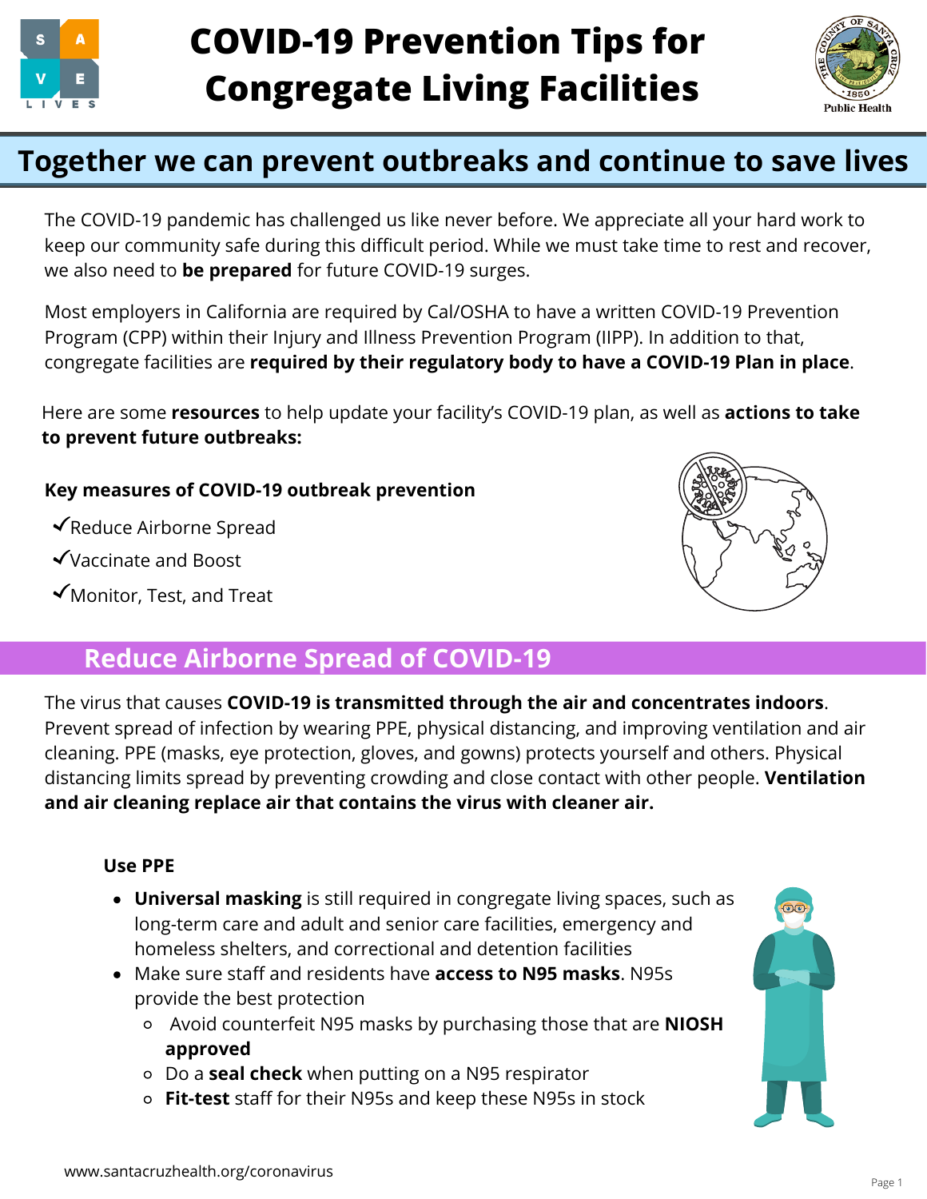# COVID-19 Prevention Tips for Congregate Living Facilities

## Together we can prevent outbreaks and continue to save lives

The COVID-19 pandemic has challenged us like never before. We appreciate all your hard work to keep our community safe during this difficult period. While we must take time to rest and recover, we also need to **be prepared** for future COVID-19 surges.

Most employers in California are required by Cal/OSHA to have a written COVID-19 Prevention Program (CPP) within their Injury and Illness Prevention Program (IIPP). In addition to that, congregate facilities are **required by their regulatory body to have a COVID-19 Plan in place**.

Here are some **resources** to help update your facility's COVID-19 plan, as well as **actions to take to prevent future outbreaks:**

**Key measures of COVID-19 outbreak prevention**

- ✓Reduce Airborne Spread
- ✓Vaccinate and Boost
- ✓Monitor, Test, and Treat

## Reduce Airborne Spread of COVID-19

The virus that causes **COVID-19 is transmitted through the air and concentrates indoors**. Prevent spread of infection by wearing PPE, physical distancing, and improving ventilation and air cleaning. PPE (masks, eye protection, gloves, and gowns) protects yourself and others. Physical distancing limits spread by preventing crowding and close contact with other people. **Ventilation and air cleaning replace air that contains the virus with cleaner air.**

### Use PPE

- **Universal masking** is still required in congregate living spaces, such as long-term care and adult and senior care facilities, emergency and homeless shelters, and correctional and detention facilities
- Make sure staff and residents have **access to N95 masks**. N95s provide the best protection
  - Avoid counterfeit N95 masks by purchasing those that are **NIOSH approved**
  - Do a **seal check** when putting on a N95 respirator
  - **Fit-test** staff for their N95s and keep these N95s in stock

www.santacruzhealth.org/coronavirus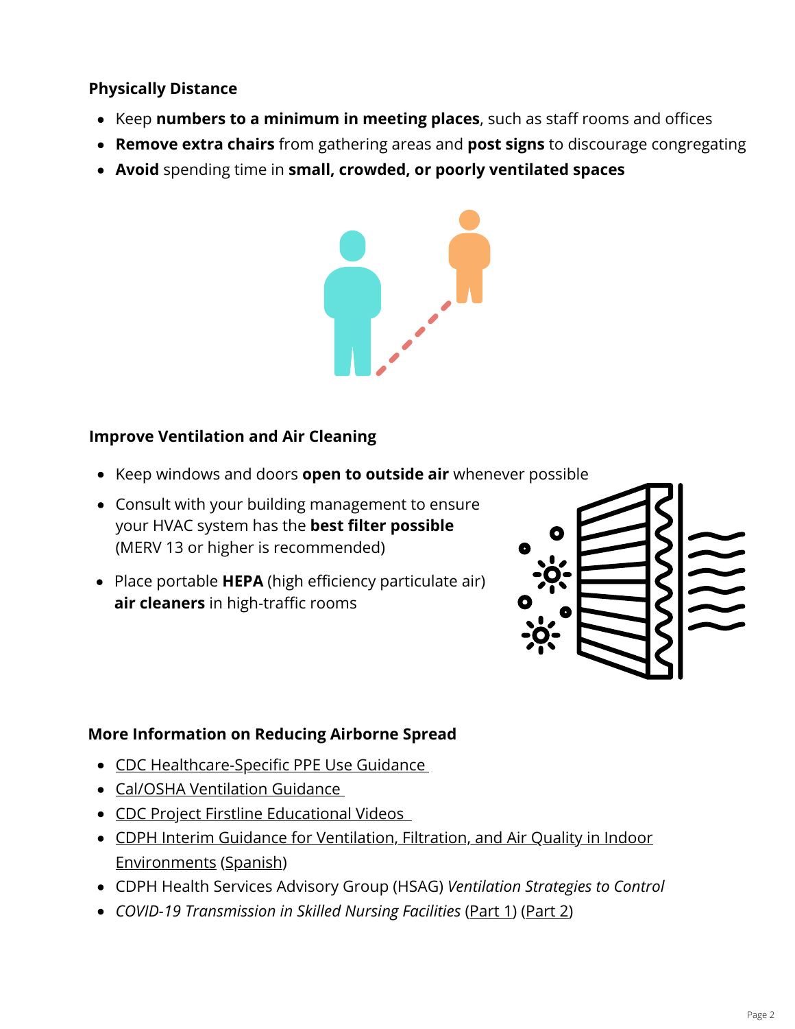### Physically Distance

- Keep **numbers to a minimum in meeting places**, such as staff rooms and offices
- **Remove extra chairs** from gathering areas and **post signs** to discourage congregating
- **Avoid** spending time in **small, crowded, or poorly ventilated spaces**

### Improve Ventilation and Air Cleaning

- Keep windows and doors **open to outside air** whenever possible
- Consult with your building management to ensure your HVAC system has the **best filter possible** (MERV 13 or higher is recommended)
- Place portable **HEPA** (high efficiency particulate air) **air cleaners** in high-traffic rooms

### More Information on Reducing Airborne Spread

- CDC Healthcare-Specific PPE Use Guidance
- Cal/OSHA Ventilation Guidance
- CDC Project Firstline Educational Videos
- CDPH Interim Guidance for Ventilation, Filtration, and Air Quality in Indoor Environments (Spanish)
- CDPH Health Services Advisory Group (HSAG) *Ventilation Strategies to Control*
- *COVID-19 Transmission in Skilled Nursing Facilities* (Part 1) (Part 2)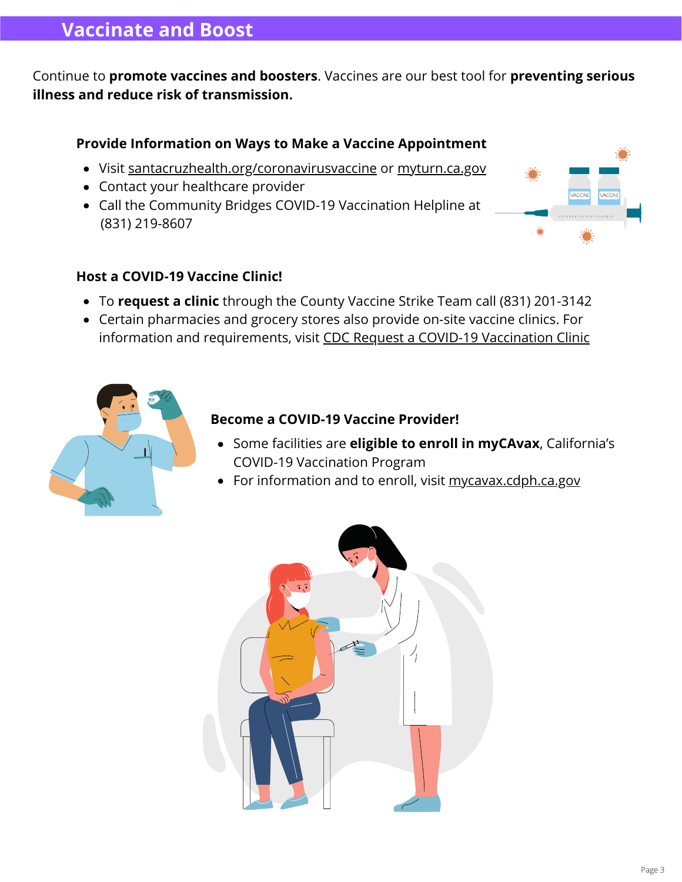# Vaccinate and Boost

Continue to **promote vaccines and boosters**. Vaccines are our best tool for **preventing serious illness and reduce risk of transmission.**

### Provide Information on Ways to Make a Vaccine Appointment

- Visit santacruzhealth.org/coronavirusvaccine or myturn.ca.gov
- Contact your healthcare provider
- Call the Community Bridges COVID-19 Vaccination Helpline at (831) 219-8607

### Host a COVID-19 Vaccine Clinic!

- To **request a clinic** through the County Vaccine Strike Team call (831) 201-3142
- Certain pharmacies and grocery stores also provide on-site vaccine clinics. For information and requirements, visit CDC Request a COVID-19 Vaccination Clinic

### Become a COVID-19 Vaccine Provider!

- Some facilities are **eligible to enroll in myCAvax**, California's COVID-19 Vaccination Program
- For information and to enroll, visit mycavax.cdph.ca.gov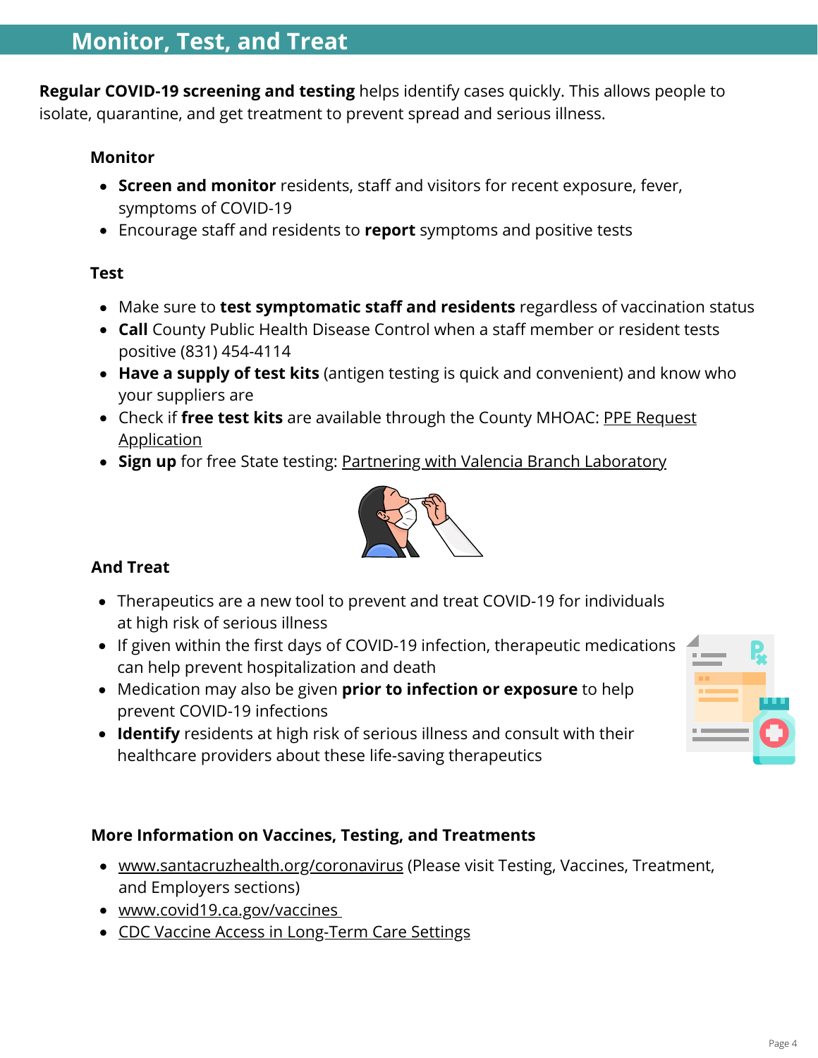## Monitor, Test, and Treat

**Regular COVID-19 screening and testing** helps identify cases quickly. This allows people to isolate, quarantine, and get treatment to prevent spread and serious illness.

### Monitor

- **Screen and monitor** residents, staff and visitors for recent exposure, fever, symptoms of COVID-19
- Encourage staff and residents to **report** symptoms and positive tests

### Test

- Make sure to **test symptomatic staff and residents** regardless of vaccination status
- **Call** County Public Health Disease Control when a staff member or resident tests positive (831) 454-4114
- **Have a supply of test kits** (antigen testing is quick and convenient) and know who your suppliers are
- Check if **free test kits** are available through the County MHOAC: PPE Request Application
- **Sign up** for free State testing: Partnering with Valencia Branch Laboratory

### And Treat

- Therapeutics are a new tool to prevent and treat COVID-19 for individuals at high risk of serious illness
- If given within the first days of COVID-19 infection, therapeutic medications can help prevent hospitalization and death
- Medication may also be given **prior to infection or exposure** to help prevent COVID-19 infections
- **Identify** residents at high risk of serious illness and consult with their healthcare providers about these life-saving therapeutics

### More Information on Vaccines, Testing, and Treatments

- www.santacruzhealth.org/coronavirus (Please visit Testing, Vaccines, Treatment, and Employers sections)
- www.covid19.ca.gov/vaccines
- CDC Vaccine Access in Long-Term Care Settings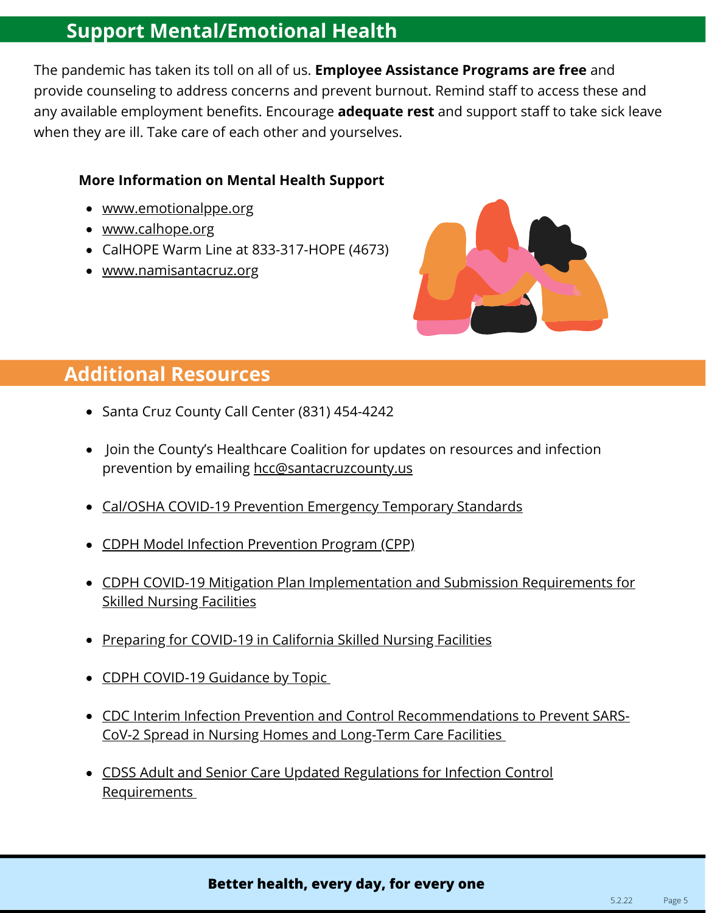## Support Mental/Emotional Health

The pandemic has taken its toll on all of us. **Employee Assistance Programs are free** and provide counseling to address concerns and prevent burnout. Remind staff to access these and any available employment benefits. Encourage **adequate rest** and support staff to take sick leave when they are ill. Take care of each other and yourselves.

### More Information on Mental Health Support

- www.emotionalppe.org
- www.calhope.org
- CalHOPE Warm Line at 833-317-HOPE (4673)
- www.namisantacruz.org

## Additional Resources

- Santa Cruz County Call Center (831) 454-4242
- Join the County's Healthcare Coalition for updates on resources and infection prevention by emailing hcc@santacruzcounty.us
- Cal/OSHA COVID-19 Prevention Emergency Temporary Standards
- CDPH Model Infection Prevention Program (CPP)
- CDPH COVID-19 Mitigation Plan Implementation and Submission Requirements for Skilled Nursing Facilities
- Preparing for COVID-19 in California Skilled Nursing Facilities
- CDPH COVID-19 Guidance by Topic
- CDC Interim Infection Prevention and Control Recommendations to Prevent SARS-CoV-2 Spread in Nursing Homes and Long-Term Care Facilities
- CDSS Adult and Senior Care Updated Regulations for Infection Control Requirements

**Better health, every day, for every one**

5.2.22